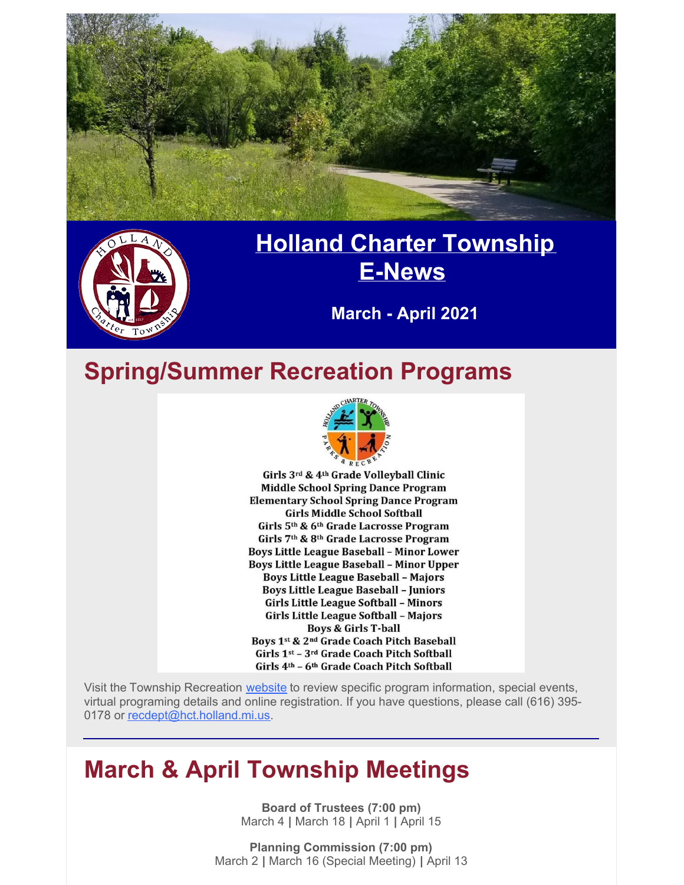# Holland Charter Township E-News

**March - April 2021**

## Spring/Summer Recreation Programs

**Girls 3rd & 4th Grade Volleyball Clinic**
**Middle School Spring Dance Program**
**Elementary School Spring Dance Program**
**Girls Middle School Softball**
**Girls 5th & 6th Grade Lacrosse Program**
**Girls 7th & 8th Grade Lacrosse Program**
**Boys Little League Baseball – Minor Lower**
**Boys Little League Baseball – Minor Upper**
**Boys Little League Baseball – Majors**
**Boys Little League Baseball – Juniors**
**Girls Little League Softball – Minors**
**Girls Little League Softball – Majors**
**Boys & Girls T-ball**
**Boys 1st & 2nd Grade Coach Pitch Baseball**
**Girls 1st – 3rd Grade Coach Pitch Softball**
**Girls 4th – 6th Grade Coach Pitch Softball**

Visit the Township Recreation website to review specific program information, special events, virtual programing details and online registration. If you have questions, please call (616) 395-0178 or recdept@hct.holland.mi.us.

## March & April Township Meetings

**Board of Trustees (7:00 pm)**
March 4 | March 18 | April 1 | April 15

**Planning Commission (7:00 pm)**
March 2 | March 16 (Special Meeting) | April 13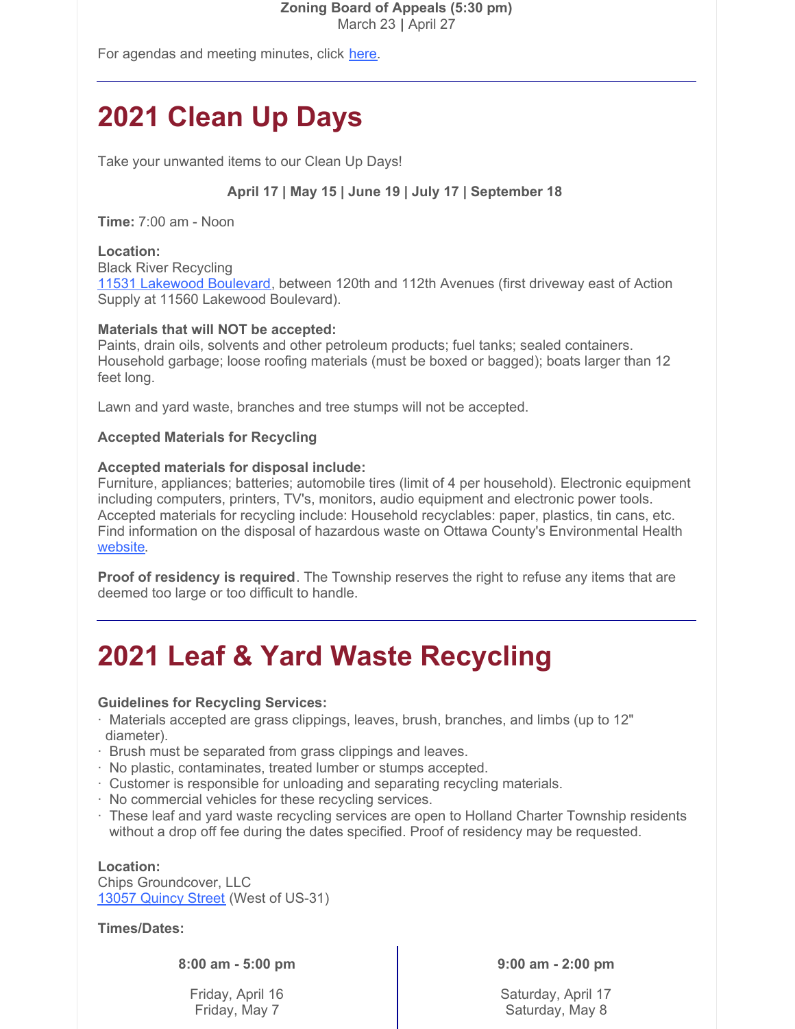**Zoning Board of Appeals (5:30 pm)**
March 23 **|** April 27

For agendas and meeting minutes, click here.

---

# 2021 Clean Up Days

Take your unwanted items to our Clean Up Days!

**April 17 | May 15 | June 19 | July 17 | September 18**

**Time:** 7:00 am - Noon

**Location:**
Black River Recycling
11531 Lakewood Boulevard, between 120th and 112th Avenues (first driveway east of Action Supply at 11560 Lakewood Boulevard).

**Materials that will NOT be accepted:**
Paints, drain oils, solvents and other petroleum products; fuel tanks; sealed containers. Household garbage; loose roofing materials (must be boxed or bagged); boats larger than 12 feet long.

Lawn and yard waste, branches and tree stumps will not be accepted.

**Accepted Materials for Recycling**

**Accepted materials for disposal include:**
Furniture, appliances; batteries; automobile tires (limit of 4 per household). Electronic equipment including computers, printers, TV's, monitors, audio equipment and electronic power tools. Accepted materials for recycling include: Household recyclables: paper, plastics, tin cans, etc. Find information on the disposal of hazardous waste on Ottawa County's Environmental Health website.

**Proof of residency is required**. The Township reserves the right to refuse any items that are deemed too large or too difficult to handle.

---

# 2021 Leaf & Yard Waste Recycling

**Guidelines for Recycling Services:**

- Materials accepted are grass clippings, leaves, brush, branches, and limbs (up to 12" diameter).
- Brush must be separated from grass clippings and leaves.
- No plastic, contaminates, treated lumber or stumps accepted.
- Customer is responsible for unloading and separating recycling materials.
- No commercial vehicles for these recycling services.
- These leaf and yard waste recycling services are open to Holland Charter Township residents without a drop off fee during the dates specified. Proof of residency may be requested.

**Location:**
Chips Groundcover, LLC
13057 Quincy Street (West of US-31)

**Times/Dates:**

| 8:00 am - 5:00 pm | 9:00 am - 2:00 pm |
| --- | --- |
| Friday, April 16 | Saturday, April 17 |
| Friday, May 7 | Saturday, May 8 |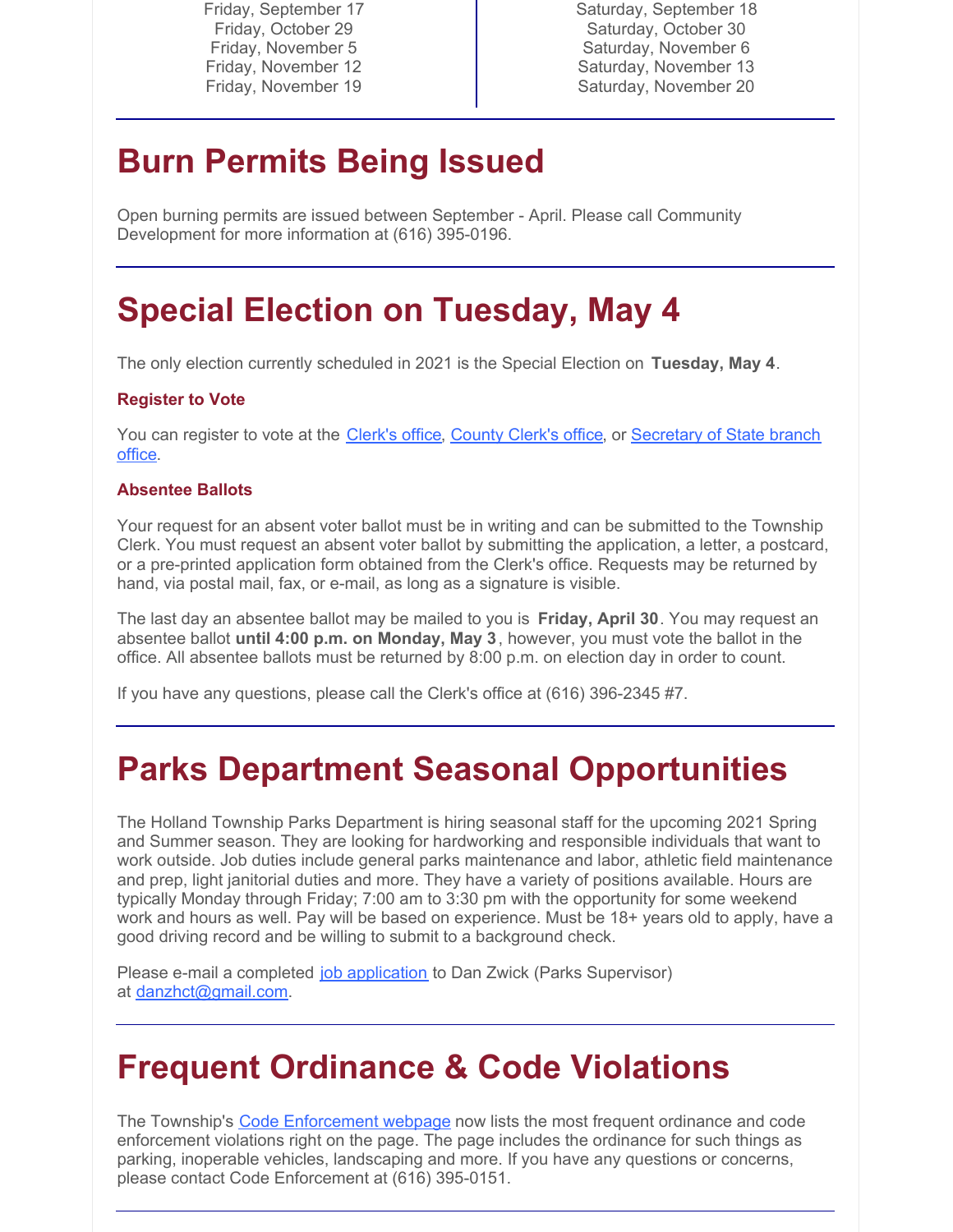| | |
|---|---|
| Friday, September 17 | Saturday, September 18 |
| Friday, October 29 | Saturday, October 30 |
| Friday, November 5 | Saturday, November 6 |
| Friday, November 12 | Saturday, November 13 |
| Friday, November 19 | Saturday, November 20 |

# Burn Permits Being Issued

Open burning permits are issued between September - April. Please call Community Development for more information at (616) 395-0196.

# Special Election on Tuesday, May 4

The only election currently scheduled in 2021 is the Special Election on **Tuesday, May 4**.

### Register to Vote

You can register to vote at the Clerk's office, County Clerk's office, or Secretary of State branch office.

### Absentee Ballots

Your request for an absent voter ballot must be in writing and can be submitted to the Township Clerk. You must request an absent voter ballot by submitting the application, a letter, a postcard, or a pre-printed application form obtained from the Clerk's office. Requests may be returned by hand, via postal mail, fax, or e-mail, as long as a signature is visible.

The last day an absentee ballot may be mailed to you is **Friday, April 30**. You may request an absentee ballot **until 4:00 p.m. on Monday, May 3**, however, you must vote the ballot in the office. All absentee ballots must be returned by 8:00 p.m. on election day in order to count.

If you have any questions, please call the Clerk's office at (616) 396-2345 #7.

# Parks Department Seasonal Opportunities

The Holland Township Parks Department is hiring seasonal staff for the upcoming 2021 Spring and Summer season. They are looking for hardworking and responsible individuals that want to work outside. Job duties include general parks maintenance and labor, athletic field maintenance and prep, light janitorial duties and more. They have a variety of positions available. Hours are typically Monday through Friday; 7:00 am to 3:30 pm with the opportunity for some weekend work and hours as well. Pay will be based on experience. Must be 18+ years old to apply, have a good driving record and be willing to submit to a background check.

Please e-mail a completed job application to Dan Zwick (Parks Supervisor) at danzhct@gmail.com.

# Frequent Ordinance & Code Violations

The Township's Code Enforcement webpage now lists the most frequent ordinance and code enforcement violations right on the page. The page includes the ordinance for such things as parking, inoperable vehicles, landscaping and more. If you have any questions or concerns, please contact Code Enforcement at (616) 395-0151.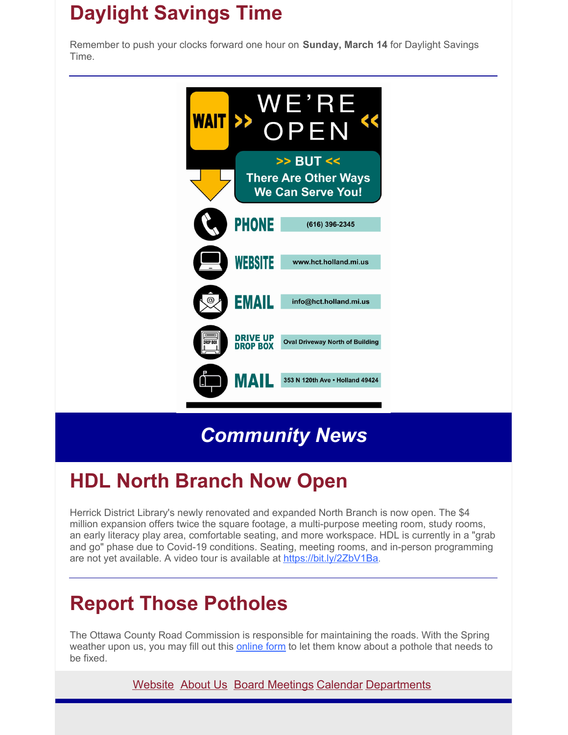# Daylight Savings Time

Remember to push your clocks forward one hour on **Sunday, March 14** for Daylight Savings Time.

---

WAIT >> WE'RE OPEN <<

>> BUT <<
There Are Other Ways We Can Serve You!

| | |
|---|---|
| PHONE | (616) 396-2345 |
| WEBSITE | www.hct.holland.mi.us |
| EMAIL | info@hct.holland.mi.us |
| DRIVE UP DROP BOX | Oval Driveway North of Building |
| MAIL | 353 N 120th Ave • Holland 49424 |

## *Community News*

# HDL North Branch Now Open

Herrick District Library's newly renovated and expanded North Branch is now open. The $4 million expansion offers twice the square footage, a multi-purpose meeting room, study rooms, an early literacy play area, comfortable seating, and more workspace. HDL is currently in a "grab and go" phase due to Covid-19 conditions. Seating, meeting rooms, and in-person programming are not yet available. A video tour is available at [https://bit.ly/2ZbV1Ba](https://bit.ly/2ZbV1Ba).

---

# Report Those Potholes

The Ottawa County Road Commission is responsible for maintaining the roads. With the Spring weather upon us, you may fill out this online form to let them know about a pothole that needs to be fixed.

Website About Us Board Meetings Calendar Departments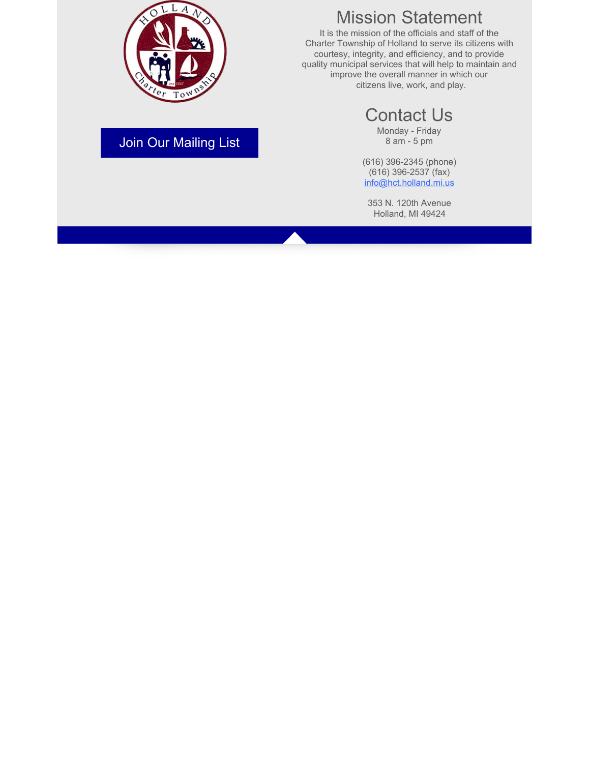Join Our Mailing List

## Mission Statement

It is the mission of the officials and staff of the Charter Township of Holland to serve its citizens with courtesy, integrity, and efficiency, and to provide quality municipal services that will help to maintain and improve the overall manner in which our citizens live, work, and play.

## Contact Us

Monday - Friday
8 am - 5 pm

(616) 396-2345 (phone)
(616) 396-2537 (fax)
info@hct.holland.mi.us

353 N. 120th Avenue
Holland, MI 49424